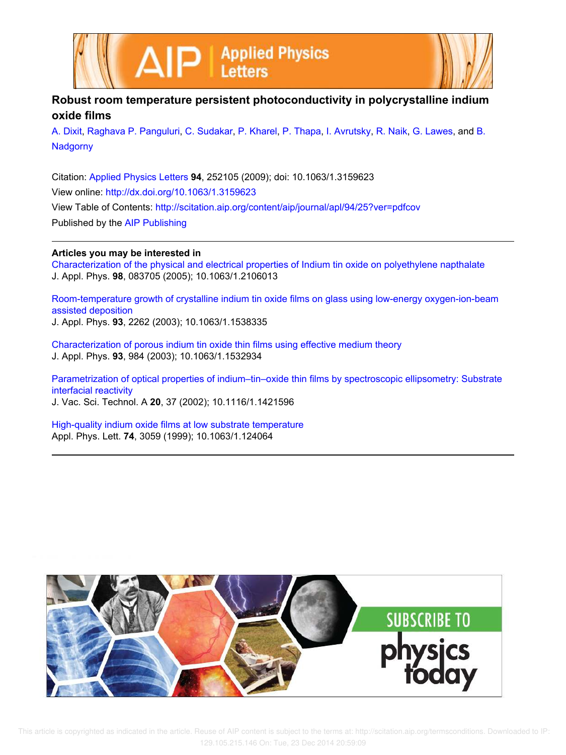# Robust room temperature persistent photoconductivity in polycrystalline indium oxide films

A. Dixit, Raghava P. Panguluri, C. Sudakar, P. Kharel, P. Thapa, I. Avrutsky, R. Naik, G. Lawes, and B. Nadgorny

Citation: Applied Physics Letters **94**, 252105 (2009); doi: 10.1063/1.3159623

View online: http://dx.doi.org/10.1063/1.3159623

View Table of Contents: http://scitation.aip.org/content/aip/journal/apl/94/25?ver=pdfcov

Published by the AIP Publishing

**Articles you may be interested in**

Characterization of the physical and electrical properties of Indium tin oxide on polyethylene napthalate
J. Appl. Phys. **98**, 083705 (2005); 10.1063/1.2106013

Room-temperature growth of crystalline indium tin oxide films on glass using low-energy oxygen-ion-beam assisted deposition
J. Appl. Phys. **93**, 2262 (2003); 10.1063/1.1538335

Characterization of porous indium tin oxide thin films using effective medium theory
J. Appl. Phys. **93**, 984 (2003); 10.1063/1.1532934

Parametrization of optical properties of indium–tin–oxide thin films by spectroscopic ellipsometry: Substrate interfacial reactivity
J. Vac. Sci. Technol. A **20**, 37 (2002); 10.1116/1.1421596

High-quality indium oxide films at low substrate temperature
Appl. Phys. Lett. **74**, 3059 (1999); 10.1063/1.124064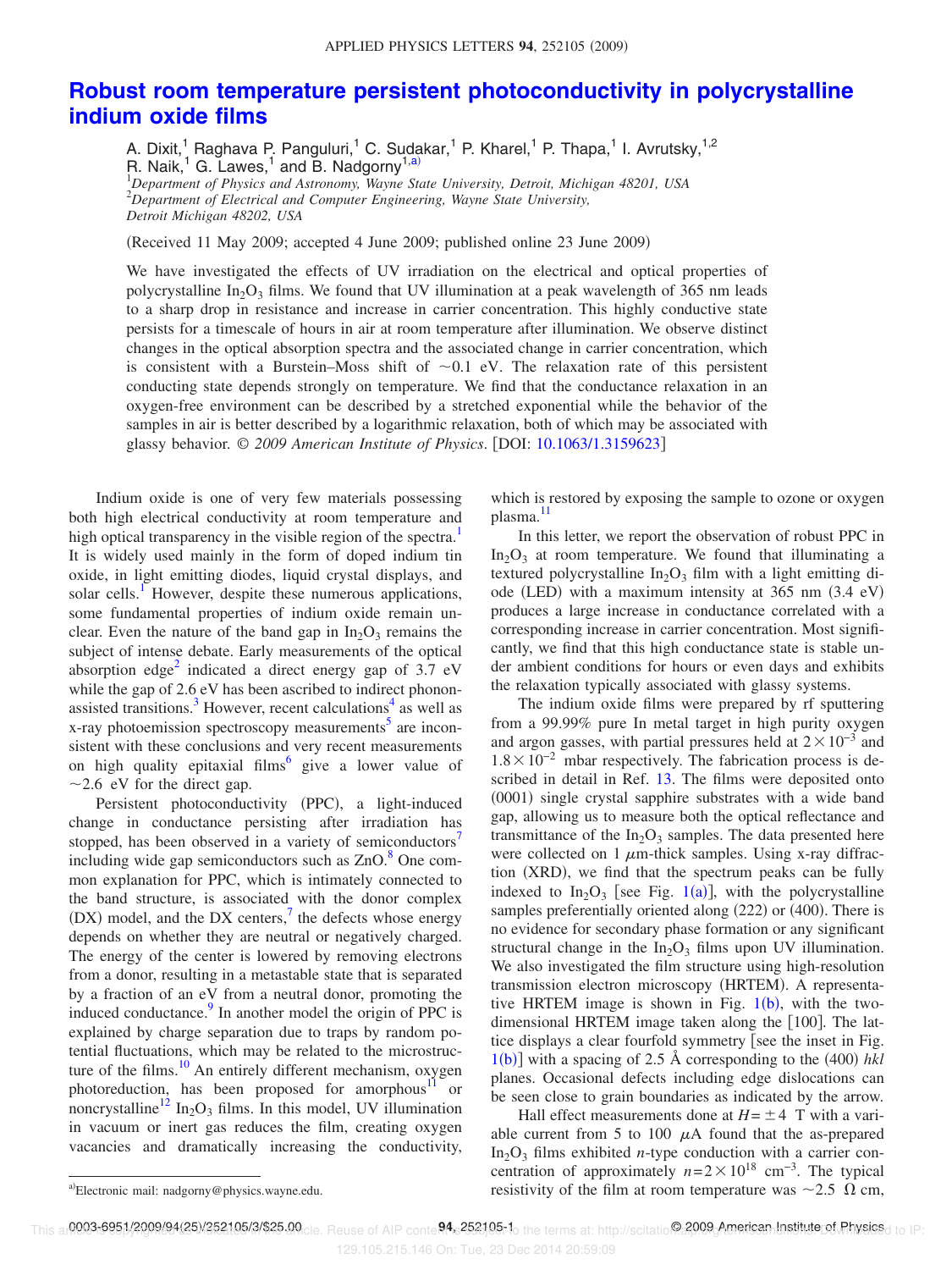# Robust room temperature persistent photoconductivity in polycrystalline indium oxide films

A. Dixit,[1] Raghava P. Panguluri,[1] C. Sudakar,[1] P. Kharel,[1] P. Thapa,[1] I. Avrutsky,[1,2] R. Naik,[1] G. Lawes,[1] and B. Nadgorny[1,a)]

[1]*Department of Physics and Astronomy, Wayne State University, Detroit, Michigan 48201, USA*
[2]*Department of Electrical and Computer Engineering, Wayne State University, Detroit Michigan 48202, USA*

(Received 11 May 2009; accepted 4 June 2009; published online 23 June 2009)

We have investigated the effects of UV irradiation on the electrical and optical properties of polycrystalline $In_2O_3$ films. We found that UV illumination at a peak wavelength of 365 nm leads to a sharp drop in resistance and increase in carrier concentration. This highly conductive state persists for a timescale of hours in air at room temperature after illumination. We observe distinct changes in the optical absorption spectra and the associated change in carrier concentration, which is consistent with a Burstein–Moss shift of ~0.1 eV. The relaxation rate of this persistent conducting state depends strongly on temperature. We find that the conductance relaxation in an oxygen-free environment can be described by a stretched exponential while the behavior of the samples in air is better described by a logarithmic relaxation, both of which may be associated with glassy behavior. © *2009 American Institute of Physics*. [DOI: 10.1063/1.3159623]

Indium oxide is one of very few materials possessing both high electrical conductivity at room temperature and high optical transparency in the visible region of the spectra.[1] It is widely used mainly in the form of doped indium tin oxide, in light emitting diodes, liquid crystal displays, and solar cells.[1] However, despite these numerous applications, some fundamental properties of indium oxide remain unclear. Even the nature of the band gap in $In_2O_3$ remains the subject of intense debate. Early measurements of the optical absorption edge[2] indicated a direct energy gap of 3.7 eV while the gap of 2.6 eV has been ascribed to indirect phonon-assisted transitions.[3] However, recent calculations[4] as well as x-ray photoemission spectroscopy measurements[5] are inconsistent with these conclusions and very recent measurements on high quality epitaxial films[6] give a lower value of ~2.6 eV for the direct gap.

Persistent photoconductivity (PPC), a light-induced change in conductance persisting after irradiation has stopped, has been observed in a variety of semiconductors[7] including wide gap semiconductors such as ZnO.[8] One common explanation for PPC, which is intimately connected to the band structure, is associated with the donor complex (DX) model, and the DX centers,[7] the defects whose energy depends on whether they are neutral or negatively charged. The energy of the center is lowered by removing electrons from a donor, resulting in a metastable state that is separated by a fraction of an eV from a neutral donor, promoting the induced conductance.[9] In another model the origin of PPC is explained by charge separation due to traps by random potential fluctuations, which may be related to the microstructure of the films.[10] An entirely different mechanism, oxygen photoreduction, has been proposed for amorphous[11] or noncrystalline[12] $In_2O_3$ films. In this model, UV illumination in vacuum or inert gas reduces the film, creating oxygen vacancies and dramatically increasing the conductivity, which is restored by exposing the sample to ozone or oxygen plasma.[11]

In this letter, we report the observation of robust PPC in $In_2O_3$ at room temperature. We found that illuminating a textured polycrystalline $In_2O_3$ film with a light emitting diode (LED) with a maximum intensity at 365 nm (3.4 eV) produces a large increase in conductance correlated with a corresponding increase in carrier concentration. Most significantly, we find that this high conductance state is stable under ambient conditions for hours or even days and exhibits the relaxation typically associated with glassy systems.

The indium oxide films were prepared by rf sputtering from a 99.99% pure In metal target in high purity oxygen and argon gasses, with partial pressures held at $2\times10^{-3}$ and $1.8\times10^{-2}$ mbar respectively. The fabrication process is described in detail in Ref. 13. The films were deposited onto (0001) single crystal sapphire substrates with a wide band gap, allowing us to measure both the optical reflectance and transmittance of the $In_2O_3$ samples. The data presented here were collected on 1 $\mu$m-thick samples. Using x-ray diffraction (XRD), we find that the spectrum peaks can be fully indexed to $In_2O_3$ [see Fig. 1(a)], with the polycrystalline samples preferentially oriented along (222) or (400). There is no evidence for secondary phase formation or any significant structural change in the $In_2O_3$ films upon UV illumination. We also investigated the film structure using high-resolution transmission electron microscopy (HRTEM). A representative HRTEM image is shown in Fig. 1(b), with the two-dimensional HRTEM image taken along the [100]. The lattice displays a clear fourfold symmetry [see the inset in Fig. 1(b)] with a spacing of 2.5 Å corresponding to the (400) *hkl* planes. Occasional defects including edge dislocations can be seen close to grain boundaries as indicated by the arrow.

Hall effect measurements done at $H=\pm4$ T with a variable current from 5 to 100 $\mu$A found that the as-prepared $In_2O_3$ films exhibited *n*-type conduction with a carrier concentration of approximately $n=2\times10^{18}$ cm$^{-3}$. The typical resistivity of the film at room temperature was ~2.5 $\Omega$ cm,

a)Electronic mail: nadgorny@physics.wayne.edu.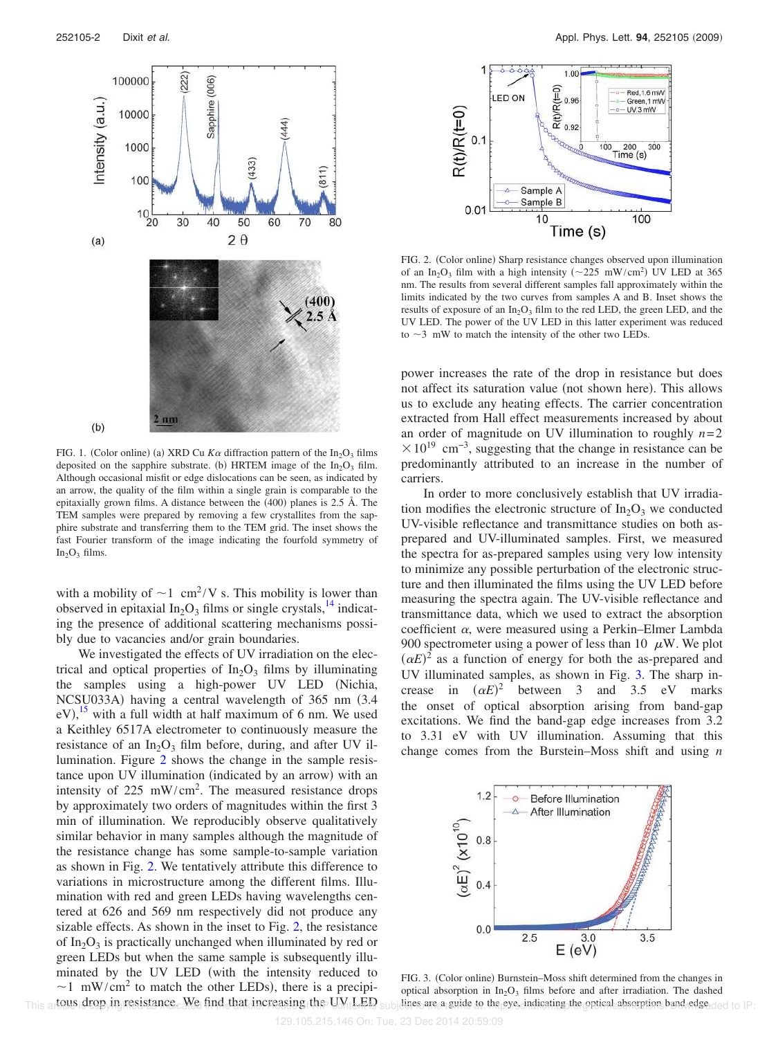FIG. 1. (Color online) (a) XRD Cu $K\alpha$ diffraction pattern of the $In_2O_3$ films deposited on the sapphire substrate. (b) HRTEM image of the $In_2O_3$ film. Although occasional misfit or edge dislocations can be seen, as indicated by an arrow, the quality of the film within a single grain is comparable to the epitaxially grown films. A distance between the (400) planes is 2.5 Å. The TEM samples were prepared by removing a few crystallites from the sapphire substrate and transferring them to the TEM grid. The inset shows the fast Fourier transform of the image indicating the fourfold symmetry of $In_2O_3$ films.

with a mobility of $\sim 1\ cm^2/V\ s$. This mobility is lower than observed in epitaxial $In_2O_3$ films or single crystals,[14] indicating the presence of additional scattering mechanisms possibly due to vacancies and/or grain boundaries.

We investigated the effects of UV irradiation on the electrical and optical properties of $In_2O_3$ films by illuminating the samples using a high-power UV LED (Nichia, NCSU033A) having a central wavelength of 365 nm (3.4 eV),[15] with a full width at half maximum of 6 nm. We used a Keithley 6517A electrometer to continuously measure the resistance of an $In_2O_3$ film before, during, and after UV illumination. Figure 2 shows the change in the sample resistance upon UV illumination (indicated by an arrow) with an intensity of $225\ mW/cm^2$. The measured resistance drops by approximately two orders of magnitudes within the first 3 min of illumination. We reproducibly observe qualitatively similar behavior in many samples although the magnitude of the resistance change has some sample-to-sample variation as shown in Fig. 2. We tentatively attribute this difference to variations in microstructure among the different films. Illumination with red and green LEDs having wavelengths centered at 626 and 569 nm respectively did not produce any sizable effects. As shown in the inset to Fig. 2, the resistance of $In_2O_3$ is practically unchanged when illuminated by red or green LEDs but when the same sample is subsequently illuminated by the UV LED (with the intensity reduced to $\sim 1\ mW/cm^2$ to match the other LEDs), there is a precipitous drop in resistance. We find that increasing the UV LED power increases the rate of the drop in resistance but does not affect its saturation value (not shown here). This allows us to exclude any heating effects. The carrier concentration extracted from Hall effect measurements increased by about an order of magnitude on UV illumination to roughly $n = 2 \times 10^{19}\ cm^{-3}$, suggesting that the change in resistance can be predominantly attributed to an increase in the number of carriers.

FIG. 2. (Color online) Sharp resistance changes observed upon illumination of an $In_2O_3$ film with a high intensity ($\sim 225\ mW/cm^2$) UV LED at 365 nm. The results from several different samples fall approximately within the limits indicated by the two curves from samples A and B. Inset shows the results of exposure of an $In_2O_3$ film to the red LED, the green LED, and the UV LED. The power of the UV LED in this latter experiment was reduced to $\sim 3\ mW$ to match the intensity of the other two LEDs.

In order to more conclusively establish that UV irradiation modifies the electronic structure of $In_2O_3$ we conducted UV-visible reflectance and transmittance studies on both as-prepared and UV-illuminated samples. First, we measured the spectra for as-prepared samples using very low intensity to minimize any possible perturbation of the electronic structure and then illuminated the films using the UV LED before measuring the spectra again. The UV-visible reflectance and transmittance data, which we used to extract the absorption coefficient $\alpha$, were measured using a Perkin–Elmer Lambda 900 spectrometer using a power of less than 10 $\mu W$. We plot $(\alpha E)^2$ as a function of energy for both the as-prepared and UV illuminated samples, as shown in Fig. 3. The sharp increase in $(\alpha E)^2$ between 3 and 3.5 eV marks the onset of optical absorption arising from band-gap excitations. We find the band-gap edge increases from 3.2 to 3.31 eV with UV illumination. Assuming that this change comes from the Burstein–Moss shift and using $n$

FIG. 3. (Color online) Burnstein–Moss shift determined from the changes in optical absorption in $In_2O_3$ films before and after irradiation. The dashed lines are a guide to the eye, indicating the optical absorption band edge.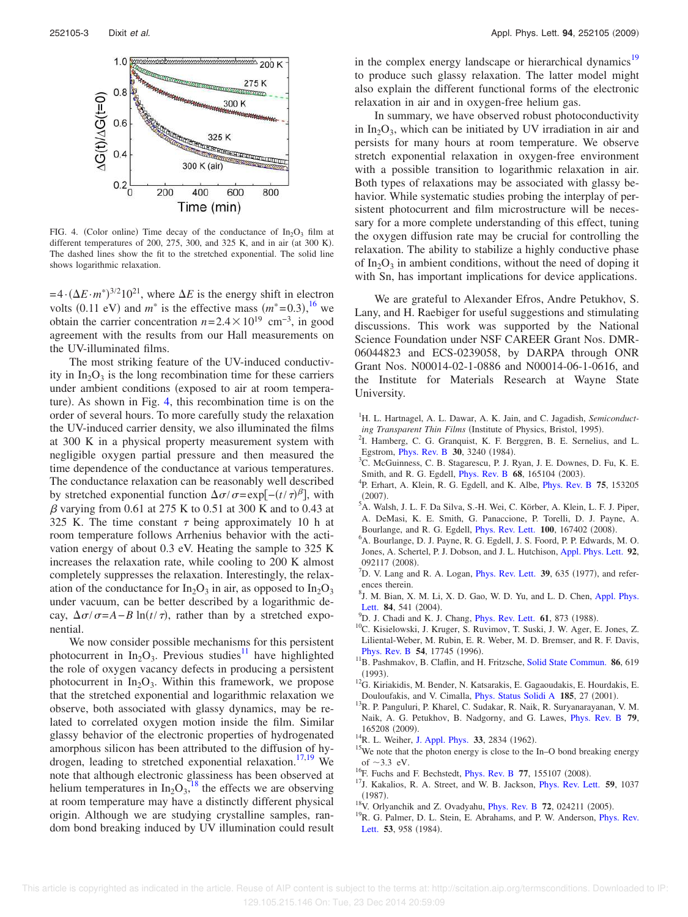1.0
0.8
0.6
0.4
0.2
0
200
400
600
800
Time (min)
$\Delta G(t)/\Delta G(t=0)$
200 K
275 K
300 K
325 K
300 K (air)

FIG. 4. (Color online) Time decay of the conductance of $In_2O_3$ film at different temperatures of 200, 275, 300, and 325 K, and in air (at 300 K). The dashed lines show the fit to the stretched exponential. The solid line shows logarithmic relaxation.

$=4\cdot(\Delta E\cdot m^*)^{3/2}10^{21}$, where $\Delta E$ is the energy shift in electron volts (0.11 eV) and $m^*$ is the effective mass ($m^*=0.3$),[16] we obtain the carrier concentration $n=2.4\times10^{19}$ cm$^{-3}$, in good agreement with the results from our Hall measurements on the UV-illuminated films.

The most striking feature of the UV-induced conductivity in $In_2O_3$ is the long recombination time for these carriers under ambient conditions (exposed to air at room temperature). As shown in Fig. 4, this recombination time is on the order of several hours. To more carefully study the relaxation the UV-induced carrier density, we also illuminated the films at 300 K in a physical property measurement system with negligible oxygen partial pressure and then measured the time dependence of the conductance at various temperatures. The conductance relaxation can be reasonably well described by stretched exponential function $\Delta\sigma/\sigma=\exp[-(t/\tau)^{\beta}]$, with $\beta$ varying from 0.61 at 275 K to 0.51 at 300 K and to 0.43 at 325 K. The time constant $\tau$ being approximately 10 h at room temperature follows Arrhenius behavior with the activation energy of about 0.3 eV. Heating the sample to 325 K increases the relaxation rate, while cooling to 200 K almost completely suppresses the relaxation. Interestingly, the relaxation of the conductance for $In_2O_3$ in air, as opposed to $In_2O_3$ under vacuum, can be better described by a logarithmic decay, $\Delta\sigma/\sigma=A-B\ln(t/\tau)$, rather than by a stretched exponential.

We now consider possible mechanisms for this persistent photocurrent in $In_2O_3$. Previous studies[11] have highlighted the role of oxygen vacancy defects in producing a persistent photocurrent in $In_2O_3$. Within this framework, we propose that the stretched exponential and logarithmic relaxation we observe, both associated with glassy dynamics, may be related to correlated oxygen motion inside the film. Similar glassy behavior of the electronic properties of hydrogenated amorphous silicon has been attributed to the diffusion of hydrogen, leading to stretched exponential relaxation.[17,19] We note that although electronic glassiness has been observed at helium temperatures in $In_2O_3$,[18] the effects we are observing at room temperature may have a distinctly different physical origin. Although we are studying crystalline samples, random bond breaking induced by UV illumination could result in the complex energy landscape or hierarchical dynamics[19] to produce such glassy relaxation. The latter model might also explain the different functional forms of the electronic relaxation in air and in oxygen-free helium gas.

In summary, we have observed robust photoconductivity in $In_2O_3$, which can be initiated by UV irradiation in air and persists for many hours at room temperature. We observe stretch exponential relaxation in oxygen-free environment with a possible transition to logarithmic relaxation in air. Both types of relaxations may be associated with glassy behavior. While systematic studies probing the interplay of persistent photocurrent and film microstructure will be necessary for a more complete understanding of this effect, tuning the oxygen diffusion rate may be crucial for controlling the relaxation. The ability to stabilize a highly conductive phase of $In_2O_3$ in ambient conditions, without the need of doping it with Sn, has important implications for device applications.

We are grateful to Alexander Efros, Andre Petukhov, S. Lany, and H. Raebiger for useful suggestions and stimulating discussions. This work was supported by the National Science Foundation under NSF CAREER Grant Nos. DMR-06044823 and ECS-0239058, by DARPA through ONR Grant Nos. N00014-02-1-0886 and N00014-06-1-0616, and the Institute for Materials Research at Wayne State University.

[1] H. L. Hartnagel, A. L. Dawar, A. K. Jain, and C. Jagadish, *Semiconducting Transparent Thin Films* (Institute of Physics, Bristol, 1995).
[2] I. Hamberg, C. G. Granqvist, K. F. Berggren, B. E. Sernelius, and L. Egstrom, Phys. Rev. B **30**, 3240 (1984).
[3] C. McGuinness, C. B. Stagarescu, P. J. Ryan, J. E. Downes, D. Fu, K. E. Smith, and R. G. Egdell, Phys. Rev. B **68**, 165104 (2003).
[4] P. Erhart, A. Klein, R. G. Egdell, and K. Albe, Phys. Rev. B **75**, 153205 (2007).
[5] A. Walsh, J. L. F. Da Silva, S.-H. Wei, C. Körber, A. Klein, L. F. J. Piper, A. DeMasi, K. E. Smith, G. Panaccione, P. Torelli, D. J. Payne, A. Bourlange, and R. G. Egdell, Phys. Rev. Lett. **100**, 167402 (2008).
[6] A. Bourlange, D. J. Payne, R. G. Egdell, J. S. Foord, P. P. Edwards, M. O. Jones, A. Schertel, P. J. Dobson, and J. L. Hutchison, Appl. Phys. Lett. **92**, 092117 (2008).
[7] D. V. Lang and R. A. Logan, Phys. Rev. Lett. **39**, 635 (1977), and references therein.
[8] J. M. Bian, X. M. Li, X. D. Gao, W. D. Yu, and L. D. Chen, Appl. Phys. Lett. **84**, 541 (2004).
[9] D. J. Chadi and K. J. Chang, Phys. Rev. Lett. **61**, 873 (1988).
[10] C. Kisielowski, J. Kruger, S. Ruvimov, T. Suski, J. W. Ager, E. Jones, Z. Liliental-Weber, M. Rubin, E. R. Weber, M. D. Bremser, and R. F. Davis, Phys. Rev. B **54**, 17745 (1996).
[11] B. Pashmakov, B. Claflin, and H. Fritzsche, Solid State Commun. **86**, 619 (1993).
[12] G. Kiriakidis, M. Bender, N. Katsarakis, E. Gagaoudakis, E. Hourdakis, E. Douloufakis, and V. Cimalla, Phys. Status Solidi A **185**, 27 (2001).
[13] R. P. Panguluri, P. Kharel, C. Sudakar, R. Naik, R. Suryanarayanan, V. M. Naik, A. G. Petukhov, B. Nadgorny, and G. Lawes, Phys. Rev. B **79**, 165208 (2009).
[14] R. L. Weiher, J. Appl. Phys. **33**, 2834 (1962).
[15] We note that the photon energy is close to the In–O bond breaking energy of ~3.3 eV.
[16] F. Fuchs and F. Bechstedt, Phys. Rev. B **77**, 155107 (2008).
[17] J. Kakalios, R. A. Street, and W. B. Jackson, Phys. Rev. Lett. **59**, 1037 (1987).
[18] V. Orlyanchik and Z. Ovadyahu, Phys. Rev. B **72**, 024211 (2005).
[19] R. G. Palmer, D. L. Stein, E. Abrahams, and P. W. Anderson, Phys. Rev. Lett. **53**, 958 (1984).